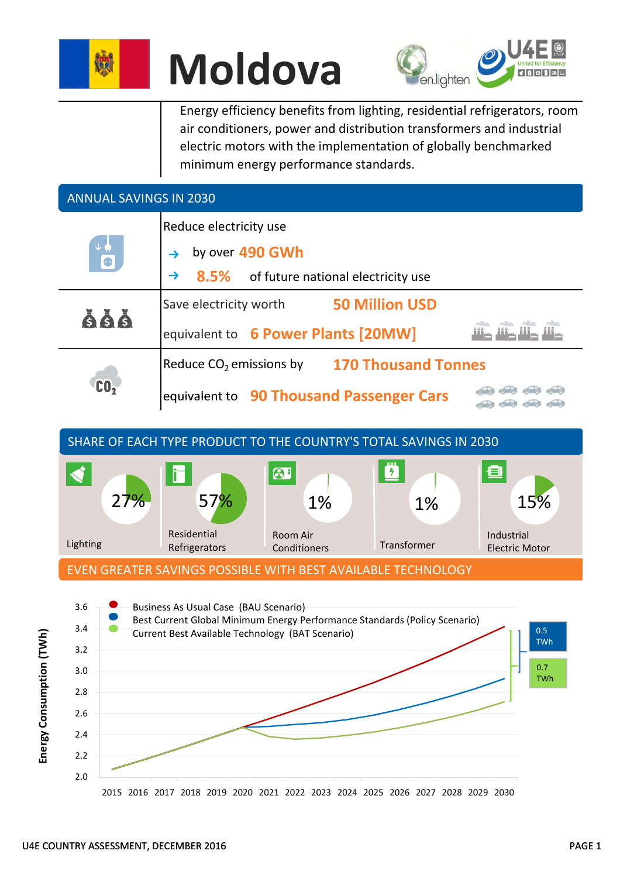# Moldova

Energy efficiency benefits from lighting, residential refrigerators, room air conditioners, power and distribution transformers and industrial electric motors with the implementation of globally benchmarked minimum energy performance standards.

## ANNUAL SAVINGS IN 2030

Reduce electricity use

- by over **490 GWh**
- **8.5%** of future national electricity use

Save electricity worth **50 Million USD**

equivalent to **6 Power Plants [20MW]**

Reduce $CO_2$ emissions by **170 Thousand Tonnes**

equivalent to **90 Thousand Passenger Cars**

## SHARE OF EACH TYPE PRODUCT TO THE COUNTRY'S TOTAL SAVINGS IN 2030

| Lighting | Residential Refrigerators | Room Air Conditioners | Transformer | Industrial Electric Motor |
|---|---|---|---|---|
| 27% | 57% | 1% | 1% | 15% |

## EVEN GREATER SAVINGS POSSIBLE WITH BEST AVAILABLE TECHNOLOGY

- Business As Usual Case (BAU Scenario)
- Best Current Global Minimum Energy Performance Standards (Policy Scenario)
- Current Best Available Technology (BAT Scenario)

Energy Consumption (TWh)

0.5 TWh

0.7 TWh

U4E COUNTRY ASSESSMENT, DECEMBER 2016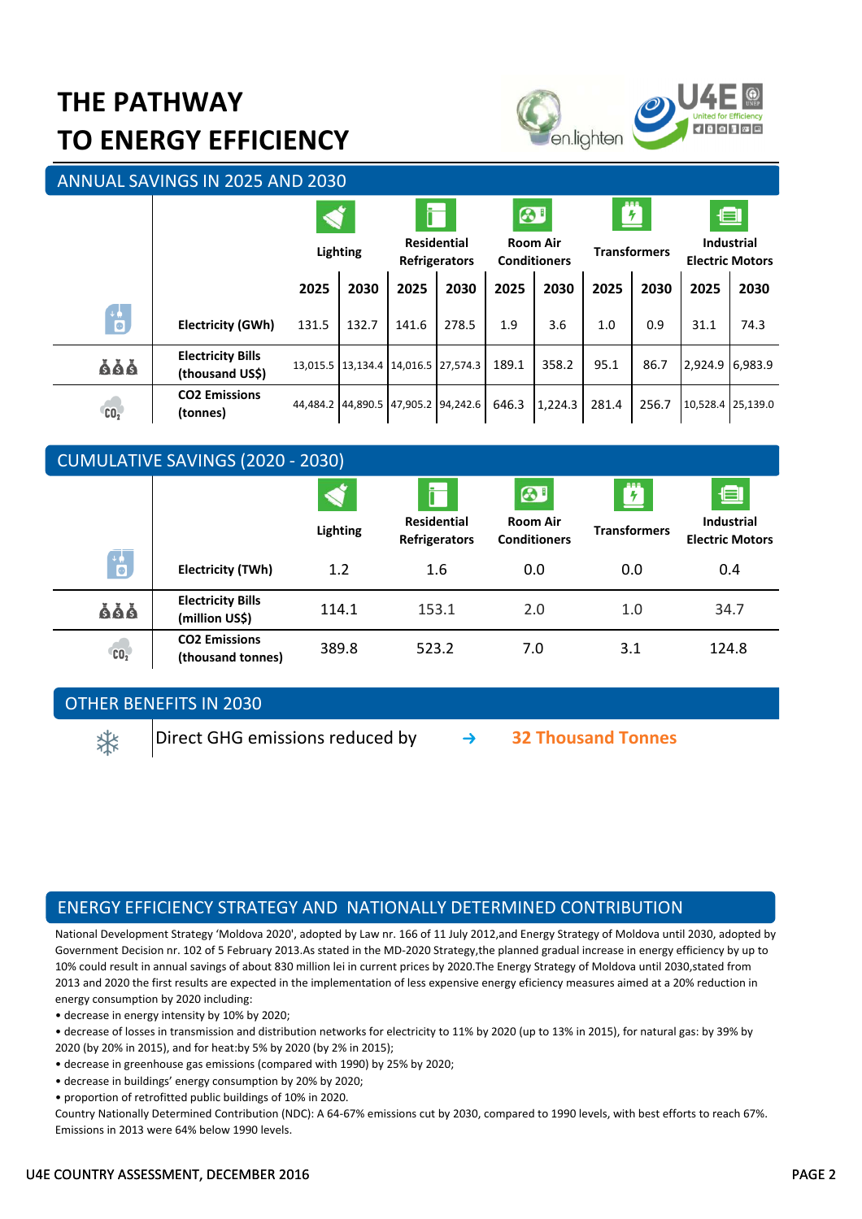# THE PATHWAY TO ENERGY EFFICIENCY

## ANNUAL SAVINGS IN 2025 AND 2030

| | Lighting | | Residential Refrigerators | | Room Air Conditioners | | Transformers | | Industrial Electric Motors | |
|---|---|---|---|---|---|---|---|---|---|---|
| | **2025** | **2030** | **2025** | **2030** | **2025** | **2030** | **2025** | **2030** | **2025** | **2030** |
| **Electricity (GWh)** | 131.5 | 132.7 | 141.6 | 278.5 | 1.9 | 3.6 | 1.0 | 0.9 | 31.1 | 74.3 |
| **Electricity Bills (thousand US$)** | 13,015.5 | 13,134.4 | 14,016.5 | 27,574.3 | 189.1 | 358.2 | 95.1 | 86.7 | 2,924.9 | 6,983.9 |
| **CO2 Emissions (tonnes)** | 44,484.2 | 44,890.5 | 47,905.2 | 94,242.6 | 646.3 | 1,224.3 | 281.4 | 256.7 | 10,528.4 | 25,139.0 |

## CUMULATIVE SAVINGS (2020 - 2030)

| | Lighting | Residential Refrigerators | Room Air Conditioners | Transformers | Industrial Electric Motors |
|---|---|---|---|---|---|
| **Electricity (TWh)** | 1.2 | 1.6 | 0.0 | 0.0 | 0.4 |
| **Electricity Bills (million US$)** | 114.1 | 153.1 | 2.0 | 1.0 | 34.7 |
| **CO2 Emissions (thousand tonnes)** | 389.8 | 523.2 | 7.0 | 3.1 | 124.8 |

## OTHER BENEFITS IN 2030

Direct GHG emissions reduced by → **32 Thousand Tonnes**

## ENERGY EFFICIENCY STRATEGY AND NATIONALLY DETERMINED CONTRIBUTION

National Development Strategy 'Moldova 2020', adopted by Law nr. 166 of 11 July 2012,and Energy Strategy of Moldova until 2030, adopted by Government Decision nr. 102 of 5 February 2013.As stated in the MD-2020 Strategy,the planned gradual increase in energy efficiency by up to 10% could result in annual savings of about 830 million lei in current prices by 2020.The Energy Strategy of Moldova until 2030,stated from 2013 and 2020 the first results are expected in the implementation of less expensive energy eficiency measures aimed at a 20% reduction in energy consumption by 2020 including:

- decrease in energy intensity by 10% by 2020;
- decrease of losses in transmission and distribution networks for electricity to 11% by 2020 (up to 13% in 2015), for natural gas: by 39% by 2020 (by 20% in 2015), and for heat:by 5% by 2020 (by 2% in 2015);
- decrease in greenhouse gas emissions (compared with 1990) by 25% by 2020;
- decrease in buildings' energy consumption by 20% by 2020;
- proportion of retrofitted public buildings of 10% in 2020.

Country Nationally Determined Contribution (NDC): A 64-67% emissions cut by 2030, compared to 1990 levels, with best efforts to reach 67%. Emissions in 2013 were 64% below 1990 levels.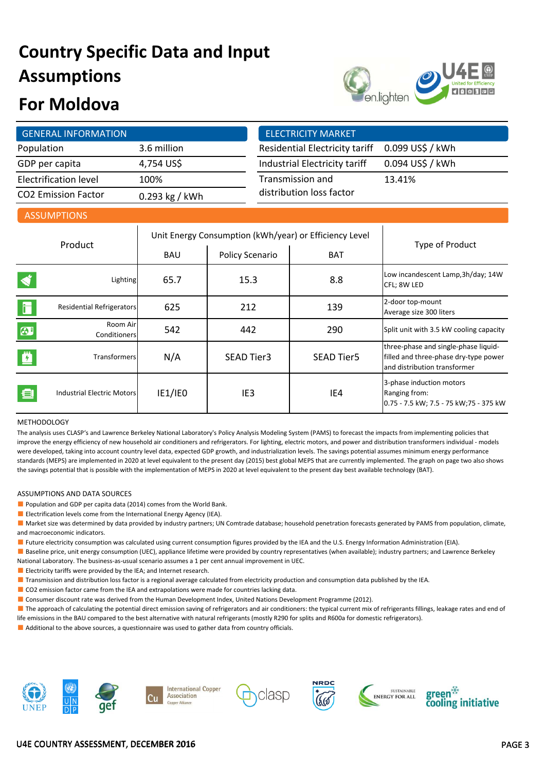# Country Specific Data and Input Assumptions

# For Moldova

| GENERAL INFORMATION | |
|---|---|
| Population | 3.6 million |
| GDP per capita | 4,754 US$ |
| Electrification level | 100% |
| $CO_2$ Emission Factor | 0.293 kg / kWh |

| ELECTRICITY MARKET | |
|---|---|
| Residential Electricity tariff | 0.099 US$ / kWh |
| Industrial Electricity tariff | 0.094 US$ / kWh |
| Transmission and distribution loss factor | 13.41% |

## ASSUMPTIONS

| Product | Unit Energy Consumption (kWh/year) or Efficiency Level | | | Type of Product |
|---|---|---|---|---|
| | BAU | Policy Scenario | BAT | |
| Lighting | 65.7 | 15.3 | 8.8 | Low incandescent Lamp,3h/day; 14W CFL; 8W LED |
| Residential Refrigerators | 625 | 212 | 139 | 2-door top-mount Average size 300 liters |
| Room Air Conditioners | 542 | 442 | 290 | Split unit with 3.5 kW cooling capacity |
| Transformers | N/A | SEAD Tier3 | SEAD Tier5 | three-phase and single-phase liquid-filled and three-phase dry-type power and distribution transformer |
| Industrial Electric Motors | IE1/IE0 | IE3 | IE4 | 3-phase induction motors Ranging from: 0.75 - 7.5 kW; 7.5 - 75 kW;75 - 375 kW |

### METHODOLOGY

The analysis uses CLASP's and Lawrence Berkeley National Laboratory's Policy Analysis Modeling System (PAMS) to forecast the impacts from implementing policies that improve the energy efficiency of new household air conditioners and refrigerators. For lighting, electric motors, and power and distribution transformers individual - models were developed, taking into account country level data, expected GDP growth, and industrialization levels. The savings potential assumes minimum energy performance standards (MEPS) are implemented in 2020 at level equivalent to the present day (2015) best global MEPS that are currently implemented. The graph on page two also shows the savings potential that is possible with the implementation of MEPS in 2020 at level equivalent to the present day best available technology (BAT).

### ASSUMPTIONS AND DATA SOURCES

- Population and GDP per capita data (2014) comes from the World Bank.
- Electrification levels come from the International Energy Agency (IEA).
- Market size was determined by data provided by industry partners; UN Comtrade database; household penetration forecasts generated by PAMS from population, climate, and macroeconomic indicators.
- Future electricity consumption was calculated using current consumption figures provided by the IEA and the U.S. Energy Information Administration (EIA).
- Baseline price, unit energy consumption (UEC), appliance lifetime were provided by country representatives (when available); industry partners; and Lawrence Berkeley National Laboratory. The business-as-usual scenario assumes a 1 per cent annual improvement in UEC.
- Electricity tariffs were provided by the IEA; and Internet research.
- Transmission and distribution loss factor is a regional average calculated from electricity production and consumption data published by the IEA.
- $CO_2$ emission factor came from the IEA and extrapolations were made for countries lacking data.
- Consumer discount rate was derived from the Human Development Index, United Nations Development Programme (2012).
- The approach of calculating the potential direct emission saving of refrigerators and air conditioners: the typical current mix of refrigerants fillings, leakage rates and end of life emissions in the BAU compared to the best alternative with natural refrigerants (mostly R290 for splits and R600a for domestic refrigerators).
- Additional to the above sources, a questionnaire was used to gather data from country officials.